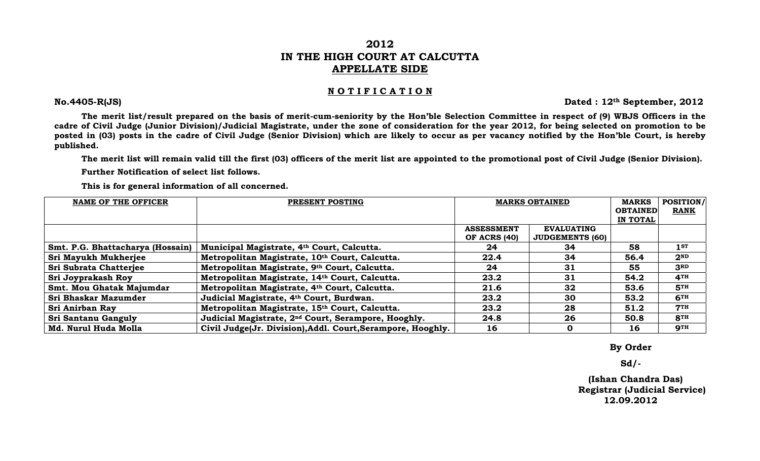# 2012
# IN THE HIGH COURT AT CALCUTTA
## APPELLATE SIDE

### NOTIFICATION

**No.4405-R(JS)** **Dated : 12th September, 2012**

**The merit list/result prepared on the basis of merit-cum-seniority by the Hon'ble Selection Committee in respect of (9) WBJS Officers in the cadre of Civil Judge (Junior Division)/Judicial Magistrate, under the zone of consideration for the year 2012, for being selected on promotion to be posted in (03) posts in the cadre of Civil Judge (Senior Division) which are likely to occur as per vacancy notified by the Hon'ble Court, is hereby published.**

**The merit list will remain valid till the first (03) officers of the merit list are appointed to the promotional post of Civil Judge (Senior Division).**

**Further Notification of select list follows.**

**This is for general information of all concerned.**

| NAME OF THE OFFICER | PRESENT POSTING | MARKS OBTAINED | | MARKS OBTAINED IN TOTAL | POSITION/ RANK |
|---|---|---|---|---|---|
| | | ASSESSMENT OF ACRS (40) | EVALUATING JUDGEMENTS (60) | | |
| Smt. P.G. Bhattacharya (Hossain) | Municipal Magistrate, 4th Court, Calcutta. | 24 | 34 | 58 | 1ST |
| Sri Mayukh Mukherjee | Metropolitan Magistrate, 10th Court, Calcutta. | 22.4 | 34 | 56.4 | 2ND |
| Sri Subrata Chatterjee | Metropolitan Magistrate, 9th Court, Calcutta. | 24 | 31 | 55 | 3RD |
| Sri Joyprakash Roy | Metropolitan Magistrate, 14th Court, Calcutta. | 23.2 | 31 | 54.2 | 4TH |
| Smt. Mou Ghatak Majumdar | Metropolitan Magistrate, 4th Court, Calcutta. | 21.6 | 32 | 53.6 | 5TH |
| Sri Bhaskar Mazumder | Judicial Magistrate, 4th Court, Burdwan. | 23.2 | 30 | 53.2 | 6TH |
| Sri Anirban Ray | Metropolitan Magistrate, 15th Court, Calcutta. | 23.2 | 28 | 51.2 | 7TH |
| Sri Santanu Ganguly | Judicial Magistrate, 2nd Court, Serampore, Hooghly. | 24.8 | 26 | 50.8 | 8TH |
| Md. Nurul Huda Molla | Civil Judge(Jr. Division),Addl. Court,Serampore, Hooghly. | 16 | 0 | 16 | 9TH |

**By Order**

**Sd/-**

**(Ishan Chandra Das)**
**Registrar (Judicial Service)**
**12.09.2012**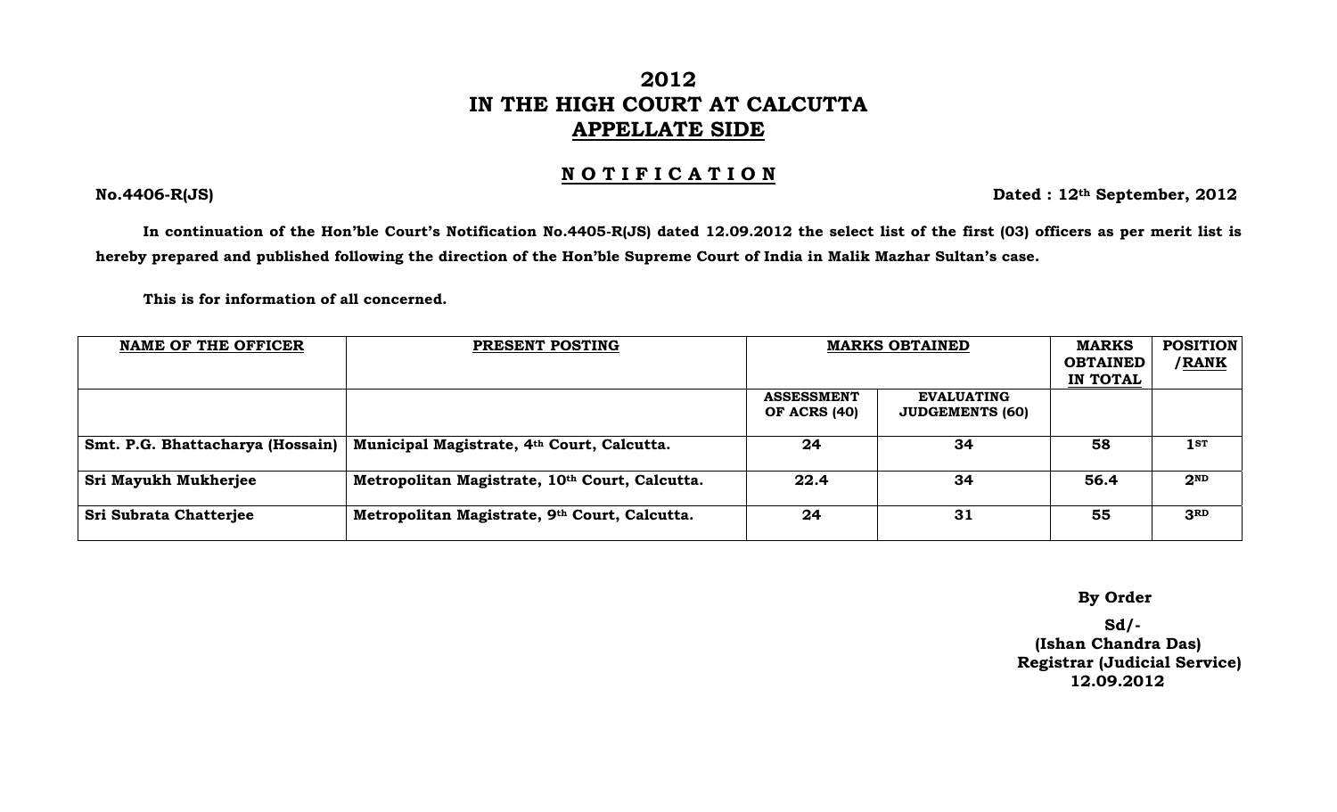# 2012
# IN THE HIGH COURT AT CALCUTTA
# APPELLATE SIDE

## N O T I F I C A T I O N

**No.4406-R(JS)** **Dated : 12th September, 2012**

**In continuation of the Hon'ble Court's Notification No.4405-R(JS) dated 12.09.2012 the select list of the first (03) officers as per merit list is hereby prepared and published following the direction of the Hon'ble Supreme Court of India in Malik Mazhar Sultan's case.**

**This is for information of all concerned.**

| NAME OF THE OFFICER | PRESENT POSTING | MARKS OBTAINED | | MARKS OBTAINED IN TOTAL | POSITION /RANK |
|---|---|---|---|---|---|
| | | ASSESSMENT OF ACRS (40) | EVALUATING JUDGEMENTS (60) | | |
| Smt. P.G. Bhattacharya (Hossain) | Municipal Magistrate, 4th Court, Calcutta. | 24 | 34 | 58 | 1ST |
| Sri Mayukh Mukherjee | Metropolitan Magistrate, 10th Court, Calcutta. | 22.4 | 34 | 56.4 | 2ND |
| Sri Subrata Chatterjee | Metropolitan Magistrate, 9th Court, Calcutta. | 24 | 31 | 55 | 3RD |

**By Order**

**Sd/-**
**(Ishan Chandra Das)**
**Registrar (Judicial Service)**
**12.09.2012**